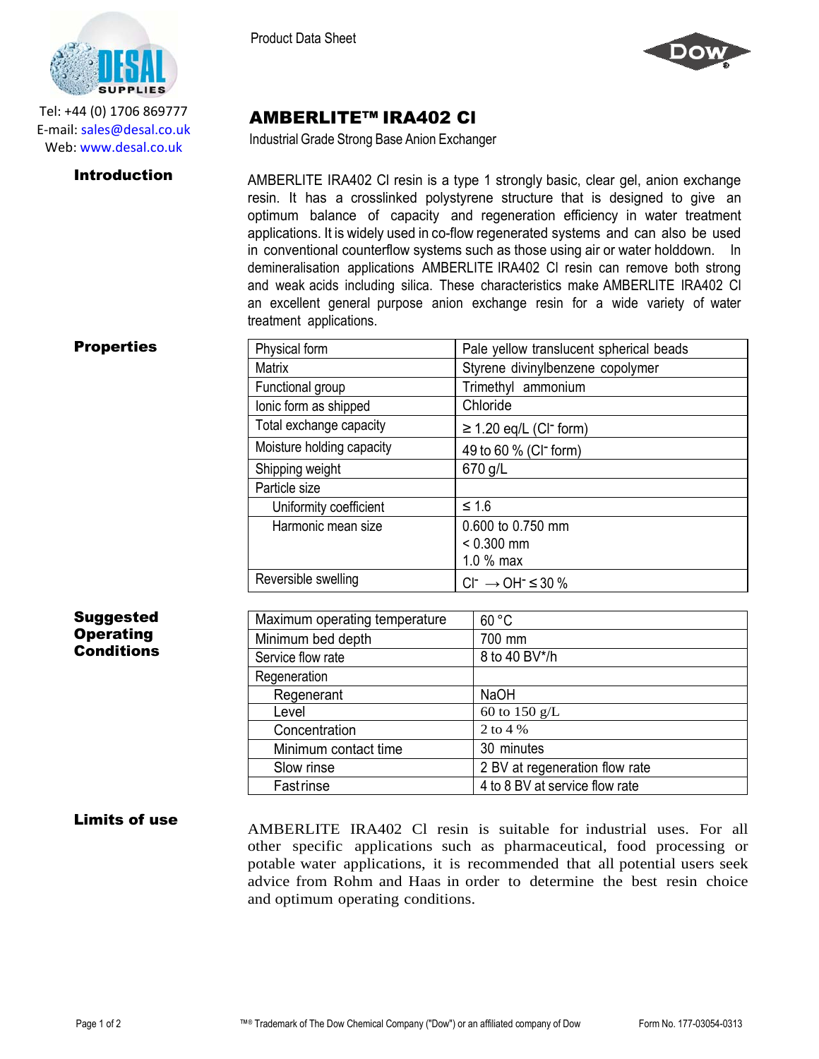Tel: +44 (0) 1706 869777
E-mail: sales@desal.co.uk
Web: www.desal.co.uk

Product Data Sheet

# AMBERLITE™ IRA402 Cl

Industrial Grade Strong Base Anion Exchanger

## Introduction

AMBERLITE IRA402 Cl resin is a type 1 strongly basic, clear gel, anion exchange resin. It has a crosslinked polystyrene structure that is designed to give an optimum balance of capacity and regeneration efficiency in water treatment applications. It is widely used in co-flow regenerated systems and can also be used in conventional counterflow systems such as those using air or water holddown. In demineralisation applications AMBERLITE IRA402 Cl resin can remove both strong and weak acids including silica. These characteristics make AMBERLITE IRA402 Cl an excellent general purpose anion exchange resin for a wide variety of water treatment applications.

## Properties

| Property | Value |
|---|---|
| Physical form | Pale yellow translucent spherical beads |
| Matrix | Styrene divinylbenzene copolymer |
| Functional group | Trimethyl ammonium |
| Ionic form as shipped | Chloride |
| Total exchange capacity | ≥ 1.20 eq/L ($Cl^-$ form) |
| Moisture holding capacity | 49 to 60 % ($Cl^-$ form) |
| Shipping weight | 670 g/L |
| Particle size | |
| Uniformity coefficient | ≤ 1.6 |
| Harmonic mean size | 0.600 to 0.750 mm<br>< 0.300 mm<br>1.0 % max |
| Reversible swelling | $Cl^- \rightarrow OH^-$ ≤ 30 % |

## Suggested Operating Conditions

| Condition | Value |
|---|---|
| Maximum operating temperature | 60 °C |
| Minimum bed depth | 700 mm |
| Service flow rate | 8 to 40 BV*/h |
| Regeneration | |
| Regenerant | NaOH |
| Level | 60 to 150 g/L |
| Concentration | 2 to 4 % |
| Minimum contact time | 30 minutes |
| Slow rinse | 2 BV at regeneration flow rate |
| Fast rinse | 4 to 8 BV at service flow rate |

## Limits of use

AMBERLITE IRA402 Cl resin is suitable for industrial uses. For all other specific applications such as pharmaceutical, food processing or potable water applications, it is recommended that all potential users seek advice from Rohm and Haas in order to determine the best resin choice and optimum operating conditions.

™® Trademark of The Dow Chemical Company ("Dow") or an affiliated company of Dow

Form No. 177-03054-0313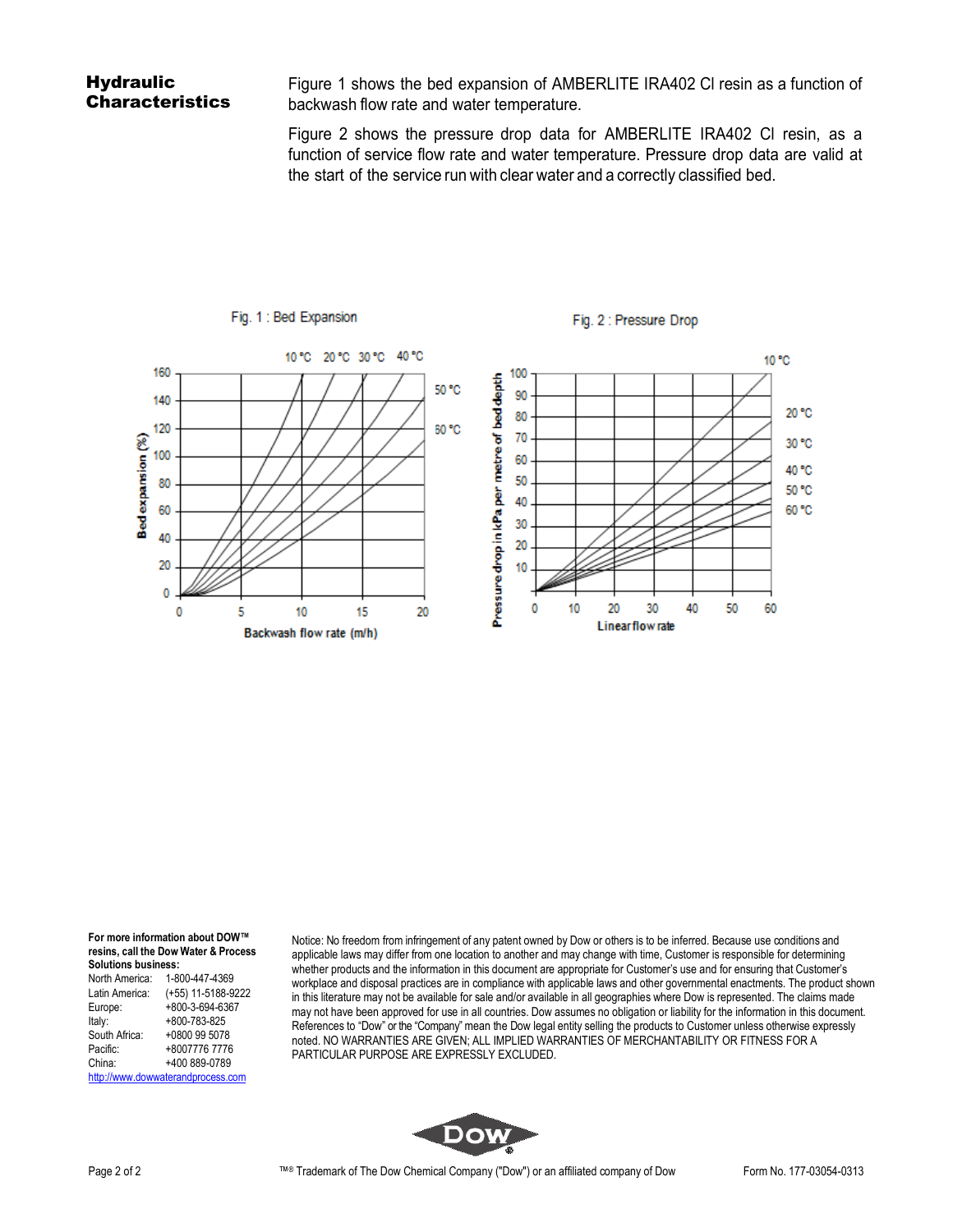## Hydraulic Characteristics

Figure 1 shows the bed expansion of AMBERLITE IRA402 Cl resin as a function of backwash flow rate and water temperature.

Figure 2 shows the pressure drop data for AMBERLITE IRA402 Cl resin, as a function of service flow rate and water temperature. Pressure drop data are valid at the start of the service run with clear water and a correctly classified bed.

Fig. 1 : Bed Expansion

10 °C 20 °C 30 °C 40 °C

50 °C

60 °C

Bed expansion (%)

160
140
120
100
80
60
40
20
0

0 5 10 15 20

Backwash flow rate (m/h)

Fig. 2 : Pressure Drop

10 °C

20 °C

30 °C

40 °C

50 °C

60 °C

Pressure drop in kPa per metre of bed depth

100
90
80
70
60
50
40
30
20
10

0 10 20 30 40 50 60

Linear flow rate

**For more information about DOW™ resins, call the Dow Water & Process Solutions business:**

North America: 1-800-447-4369
Latin America: (+55) 11-5188-9222
Europe: +800-3-694-6367
Italy: +800-783-825
South Africa: +0800 99 5078
Pacific: +8007776 7776
China: +400 889-0789
http://www.dowwaterandprocess.com

Notice: No freedom from infringement of any patent owned by Dow or others is to be inferred. Because use conditions and applicable laws may differ from one location to another and may change with time, Customer is responsible for determining whether products and the information in this document are appropriate for Customer's use and for ensuring that Customer's workplace and disposal practices are in compliance with applicable laws and other governmental enactments. The product shown in this literature may not be available for sale and/or available in all geographies where Dow is represented. The claims made may not have been approved for use in all countries. Dow assumes no obligation or liability for the information in this document. References to "Dow" or the "Company" mean the Dow legal entity selling the products to Customer unless otherwise expressly noted. NO WARRANTIES ARE GIVEN; ALL IMPLIED WARRANTIES OF MERCHANTABILITY OR FITNESS FOR A PARTICULAR PURPOSE ARE EXPRESSLY EXCLUDED.

™® Trademark of The Dow Chemical Company ("Dow") or an affiliated company of Dow

Form No. 177-03054-0313